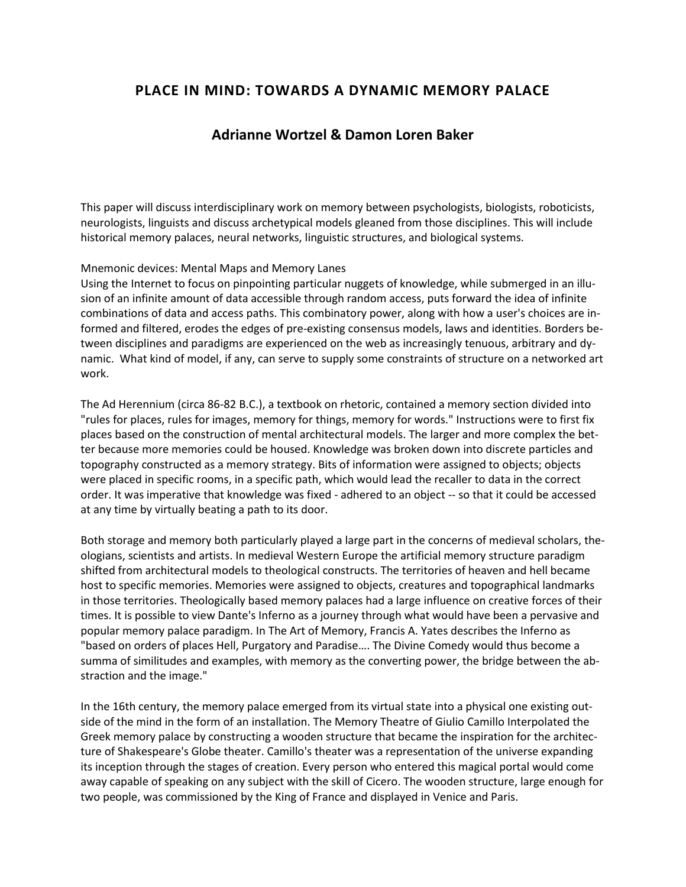# PLACE IN MIND: TOWARDS A DYNAMIC MEMORY PALACE

## Adrianne Wortzel & Damon Loren Baker

This paper will discuss interdisciplinary work on memory between psychologists, biologists, roboticists, neurologists, linguists and discuss archetypical models gleaned from those disciplines. This will include historical memory palaces, neural networks, linguistic structures, and biological systems.

Mnemonic devices: Mental Maps and Memory Lanes

Using the Internet to focus on pinpointing particular nuggets of knowledge, while submerged in an illusion of an infinite amount of data accessible through random access, puts forward the idea of infinite combinations of data and access paths. This combinatory power, along with how a user's choices are informed and filtered, erodes the edges of pre-existing consensus models, laws and identities. Borders between disciplines and paradigms are experienced on the web as increasingly tenuous, arbitrary and dynamic. What kind of model, if any, can serve to supply some constraints of structure on a networked art work.

The Ad Herennium (circa 86-82 B.C.), a textbook on rhetoric, contained a memory section divided into "rules for places, rules for images, memory for things, memory for words." Instructions were to first fix places based on the construction of mental architectural models. The larger and more complex the better because more memories could be housed. Knowledge was broken down into discrete particles and topography constructed as a memory strategy. Bits of information were assigned to objects; objects were placed in specific rooms, in a specific path, which would lead the recaller to data in the correct order. It was imperative that knowledge was fixed - adhered to an object -- so that it could be accessed at any time by virtually beating a path to its door.

Both storage and memory both particularly played a large part in the concerns of medieval scholars, theologians, scientists and artists. In medieval Western Europe the artificial memory structure paradigm shifted from architectural models to theological constructs. The territories of heaven and hell became host to specific memories. Memories were assigned to objects, creatures and topographical landmarks in those territories. Theologically based memory palaces had a large influence on creative forces of their times. It is possible to view Dante's Inferno as a journey through what would have been a pervasive and popular memory palace paradigm. In The Art of Memory, Francis A. Yates describes the Inferno as "based on orders of places Hell, Purgatory and Paradise…. The Divine Comedy would thus become a summa of similitudes and examples, with memory as the converting power, the bridge between the abstraction and the image."

In the 16th century, the memory palace emerged from its virtual state into a physical one existing outside of the mind in the form of an installation. The Memory Theatre of Giulio Camillo Interpolated the Greek memory palace by constructing a wooden structure that became the inspiration for the architecture of Shakespeare's Globe theater. Camillo's theater was a representation of the universe expanding its inception through the stages of creation. Every person who entered this magical portal would come away capable of speaking on any subject with the skill of Cicero. The wooden structure, large enough for two people, was commissioned by the King of France and displayed in Venice and Paris.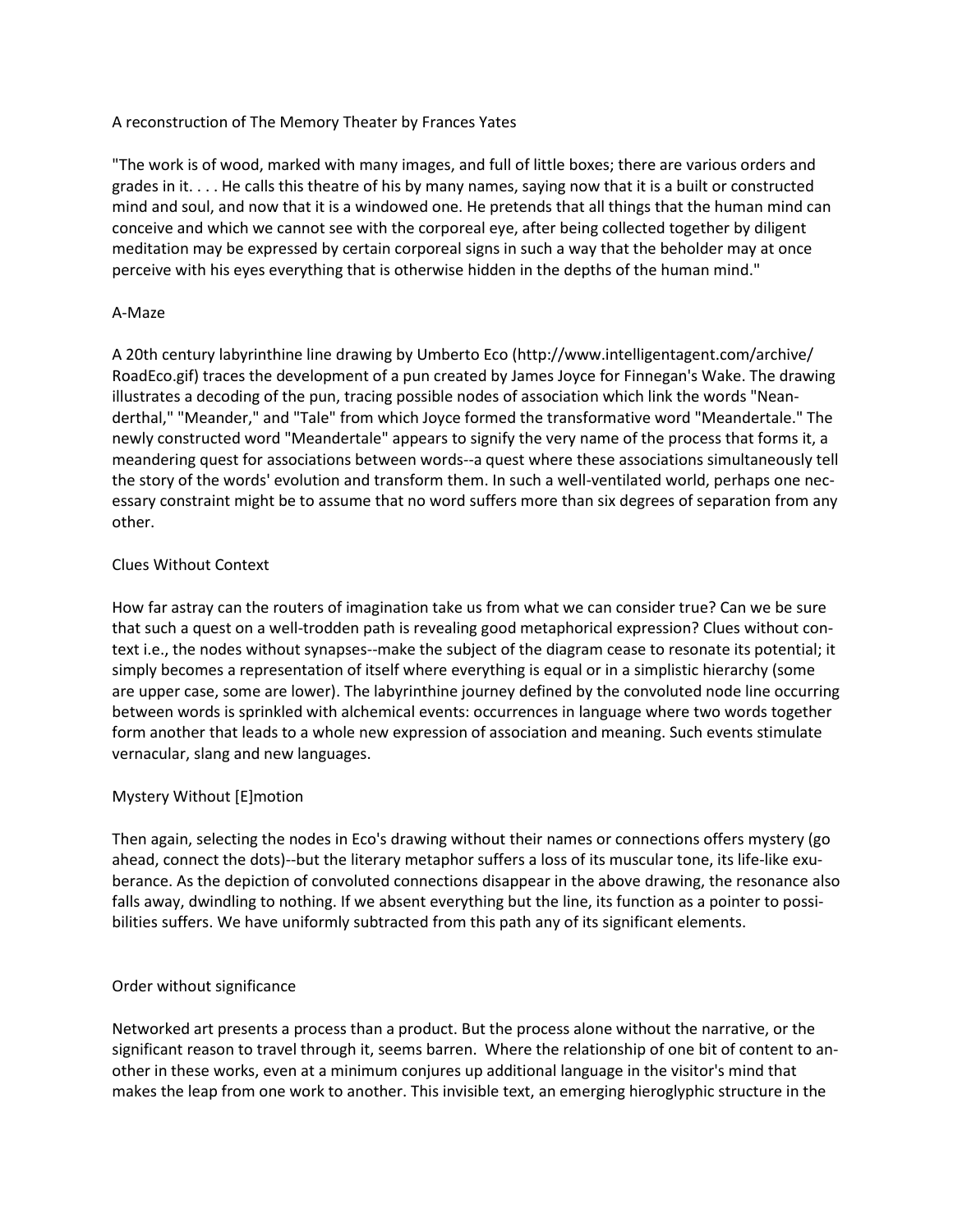A reconstruction of The Memory Theater by Frances Yates

"The work is of wood, marked with many images, and full of little boxes; there are various orders and grades in it. . . . He calls this theatre of his by many names, saying now that it is a built or constructed mind and soul, and now that it is a windowed one. He pretends that all things that the human mind can conceive and which we cannot see with the corporeal eye, after being collected together by diligent meditation may be expressed by certain corporeal signs in such a way that the beholder may at once perceive with his eyes everything that is otherwise hidden in the depths of the human mind."

## A-Maze

A 20th century labyrinthine line drawing by Umberto Eco (http://www.intelligentagent.com/archive/RoadEco.gif) traces the development of a pun created by James Joyce for Finnegan's Wake. The drawing illustrates a decoding of the pun, tracing possible nodes of association which link the words "Neanderthal," "Meander," and "Tale" from which Joyce formed the transformative word "Meandertale." The newly constructed word "Meandertale" appears to signify the very name of the process that forms it, a meandering quest for associations between words--a quest where these associations simultaneously tell the story of the words' evolution and transform them. In such a well-ventilated world, perhaps one necessary constraint might be to assume that no word suffers more than six degrees of separation from any other.

## Clues Without Context

How far astray can the routers of imagination take us from what we can consider true? Can we be sure that such a quest on a well-trodden path is revealing good metaphorical expression? Clues without context i.e., the nodes without synapses--make the subject of the diagram cease to resonate its potential; it simply becomes a representation of itself where everything is equal or in a simplistic hierarchy (some are upper case, some are lower). The labyrinthine journey defined by the convoluted node line occurring between words is sprinkled with alchemical events: occurrences in language where two words together form another that leads to a whole new expression of association and meaning. Such events stimulate vernacular, slang and new languages.

## Mystery Without [E]motion

Then again, selecting the nodes in Eco's drawing without their names or connections offers mystery (go ahead, connect the dots)--but the literary metaphor suffers a loss of its muscular tone, its life-like exuberance. As the depiction of convoluted connections disappear in the above drawing, the resonance also falls away, dwindling to nothing. If we absent everything but the line, its function as a pointer to possibilities suffers. We have uniformly subtracted from this path any of its significant elements.

## Order without significance

Networked art presents a process than a product. But the process alone without the narrative, or the significant reason to travel through it, seems barren. Where the relationship of one bit of content to another in these works, even at a minimum conjures up additional language in the visitor's mind that makes the leap from one work to another. This invisible text, an emerging hieroglyphic structure in the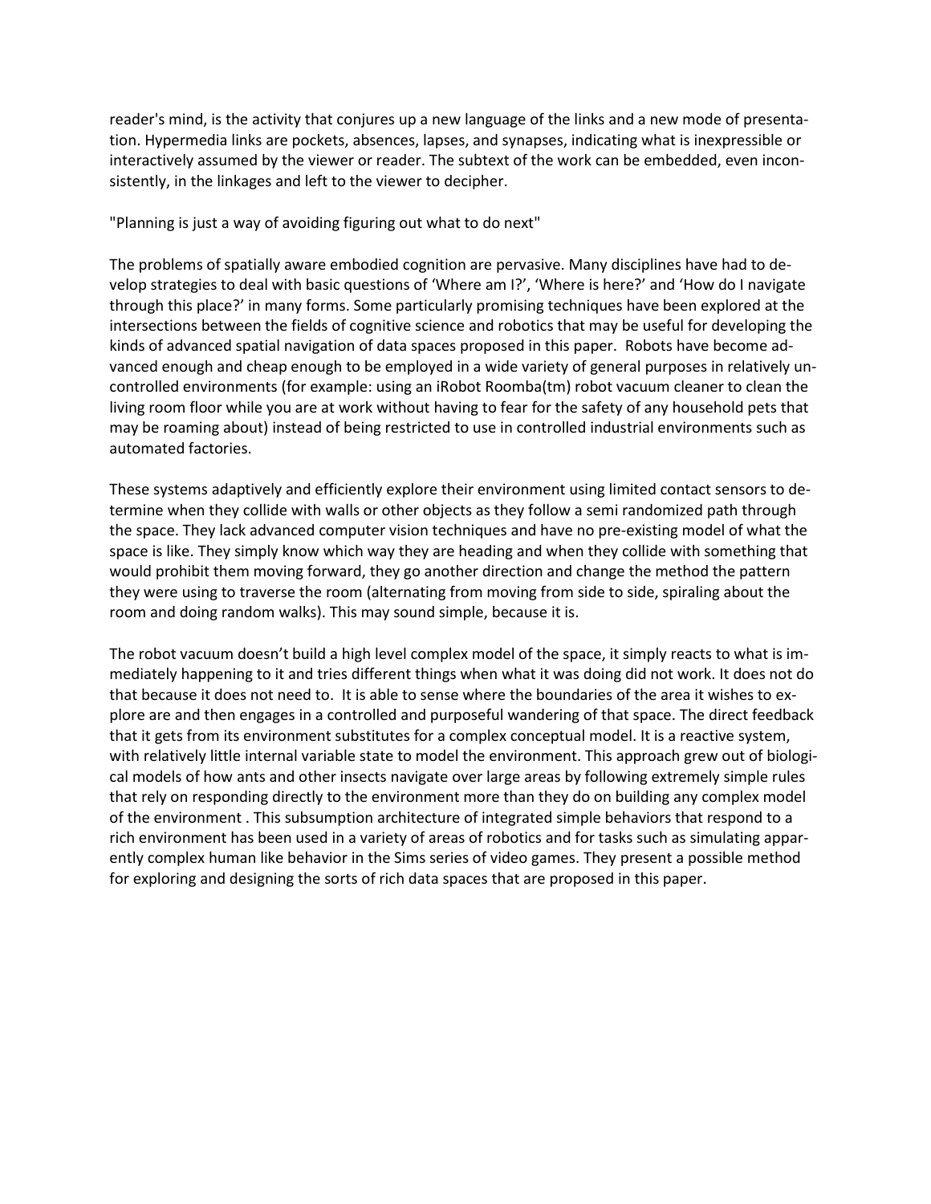reader's mind, is the activity that conjures up a new language of the links and a new mode of presentation. Hypermedia links are pockets, absences, lapses, and synapses, indicating what is inexpressible or interactively assumed by the viewer or reader. The subtext of the work can be embedded, even inconsistently, in the linkages and left to the viewer to decipher.

"Planning is just a way of avoiding figuring out what to do next"

The problems of spatially aware embodied cognition are pervasive. Many disciplines have had to develop strategies to deal with basic questions of 'Where am I?', 'Where is here?' and 'How do I navigate through this place?' in many forms. Some particularly promising techniques have been explored at the intersections between the fields of cognitive science and robotics that may be useful for developing the kinds of advanced spatial navigation of data spaces proposed in this paper. Robots have become advanced enough and cheap enough to be employed in a wide variety of general purposes in relatively uncontrolled environments (for example: using an iRobot Roomba(tm) robot vacuum cleaner to clean the living room floor while you are at work without having to fear for the safety of any household pets that may be roaming about) instead of being restricted to use in controlled industrial environments such as automated factories.

These systems adaptively and efficiently explore their environment using limited contact sensors to determine when they collide with walls or other objects as they follow a semi randomized path through the space. They lack advanced computer vision techniques and have no pre-existing model of what the space is like. They simply know which way they are heading and when they collide with something that would prohibit them moving forward, they go another direction and change the method the pattern they were using to traverse the room (alternating from moving from side to side, spiraling about the room and doing random walks). This may sound simple, because it is.

The robot vacuum doesn't build a high level complex model of the space, it simply reacts to what is immediately happening to it and tries different things when what it was doing did not work. It does not do that because it does not need to. It is able to sense where the boundaries of the area it wishes to explore are and then engages in a controlled and purposeful wandering of that space. The direct feedback that it gets from its environment substitutes for a complex conceptual model. It is a reactive system, with relatively little internal variable state to model the environment. This approach grew out of biological models of how ants and other insects navigate over large areas by following extremely simple rules that rely on responding directly to the environment more than they do on building any complex model of the environment . This subsumption architecture of integrated simple behaviors that respond to a rich environment has been used in a variety of areas of robotics and for tasks such as simulating apparently complex human like behavior in the Sims series of video games. They present a possible method for exploring and designing the sorts of rich data spaces that are proposed in this paper.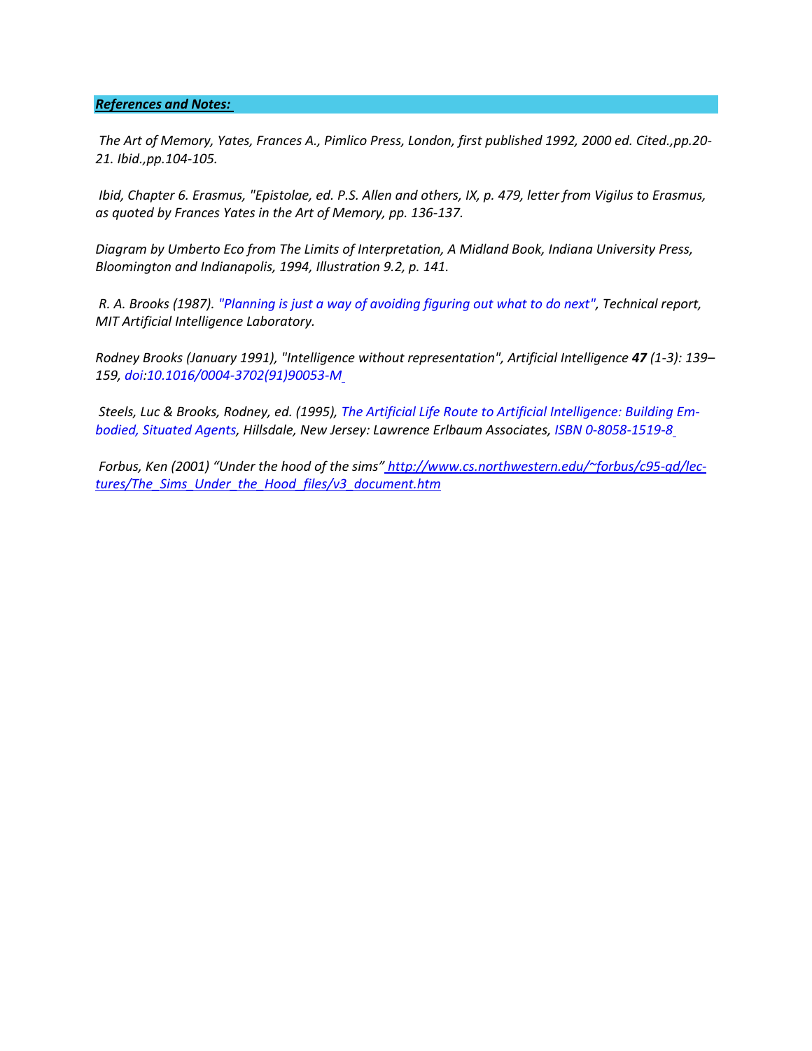***References and Notes:***

*The Art of Memory, Yates, Frances A., Pimlico Press, London, first published 1992, 2000 ed. Cited.,pp.20-21. Ibid.,pp.104-105.*

*Ibid, Chapter 6. Erasmus, "Epistolae, ed. P.S. Allen and others, IX, p. 479, letter from Vigilus to Erasmus, as quoted by Frances Yates in the Art of Memory, pp. 136-137.*

*Diagram by Umberto Eco from The Limits of Interpretation, A Midland Book, Indiana University Press, Bloomington and Indianapolis, 1994, Illustration 9.2, p. 141.*

*R. A. Brooks (1987). "Planning is just a way of avoiding figuring out what to do next", Technical report, MIT Artificial Intelligence Laboratory.*

*Rodney Brooks (January 1991), "Intelligence without representation", Artificial Intelligence **47** (1-3): 139–159, doi:10.1016/0004-3702(91)90053-M*

*Steels, Luc & Brooks, Rodney, ed. (1995), The Artificial Life Route to Artificial Intelligence: Building Embodied, Situated Agents, Hillsdale, New Jersey: Lawrence Erlbaum Associates, ISBN 0-8058-1519-8*

*Forbus, Ken (2001) "Under the hood of the sims" http://www.cs.northwestern.edu/~forbus/c95-gd/lectures/The_Sims_Under_the_Hood_files/v3_document.htm*